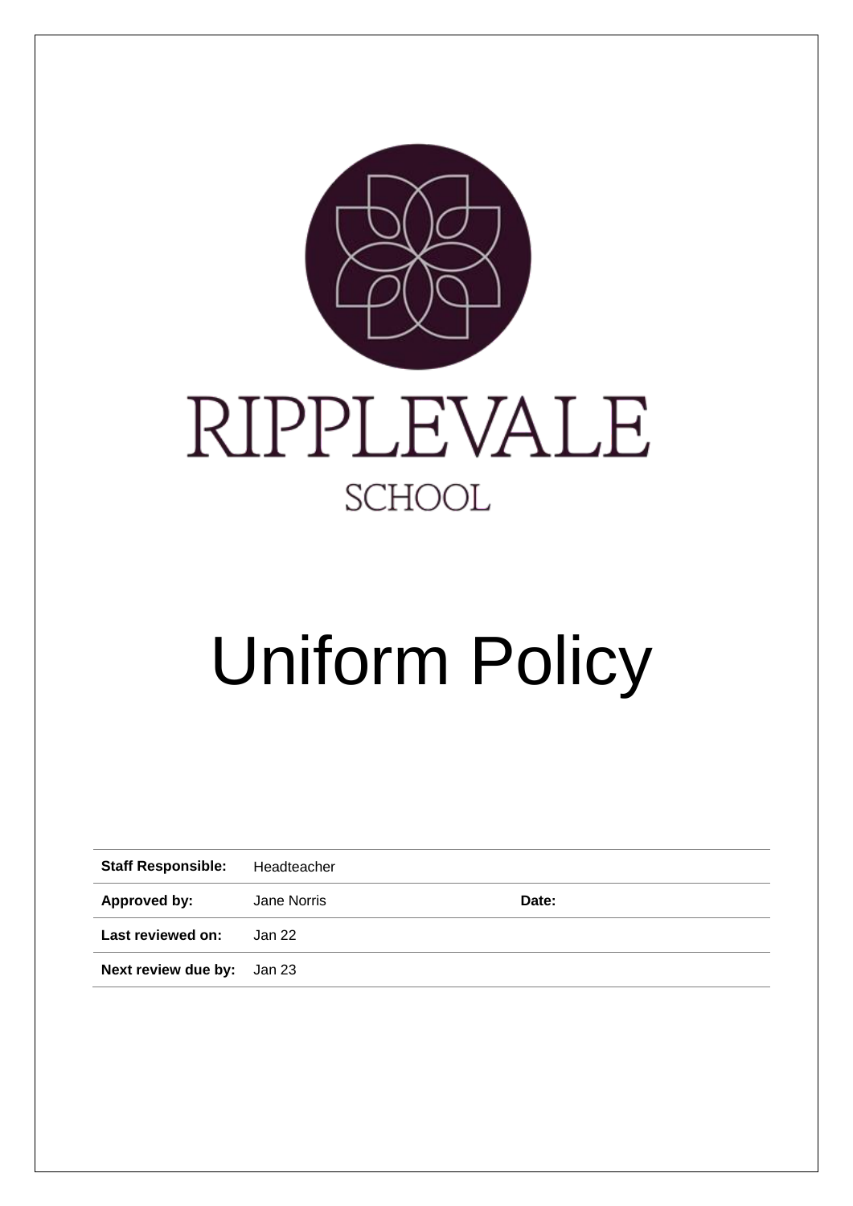RIPPLEVALE

SCHOOL

# Uniform Policy

| **Staff Responsible:** | Headteacher | | |
|---|---|---|---|
| **Approved by:** | Jane Norris | **Date:** | |
| **Last reviewed on:** | Jan 22 | | |
| **Next review due by:** | Jan 23 | | |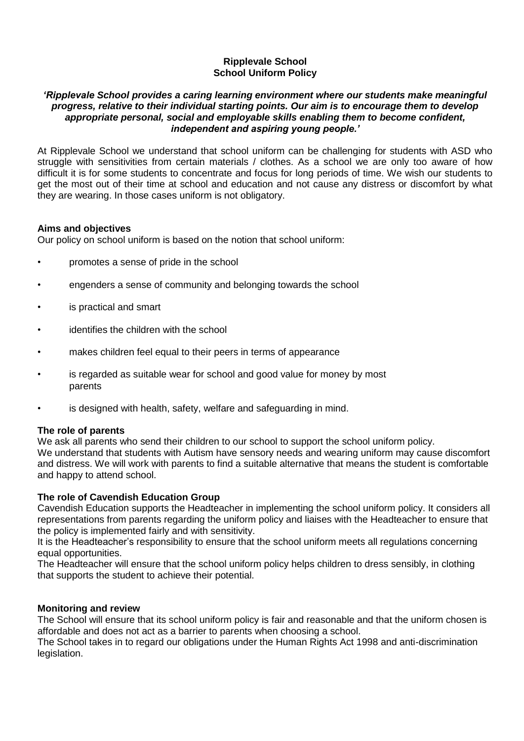**Ripplevale School**
**School Uniform Policy**

***'Ripplevale School provides a caring learning environment where our students make meaningful progress, relative to their individual starting points. Our aim is to encourage them to develop appropriate personal, social and employable skills enabling them to become confident, independent and aspiring young people.'***

At Ripplevale School we understand that school uniform can be challenging for students with ASD who struggle with sensitivities from certain materials / clothes. As a school we are only too aware of how difficult it is for some students to concentrate and focus for long periods of time. We wish our students to get the most out of their time at school and education and not cause any distress or discomfort by what they are wearing. In those cases uniform is not obligatory.

## Aims and objectives

Our policy on school uniform is based on the notion that school uniform:

- promotes a sense of pride in the school
- engenders a sense of community and belonging towards the school
- is practical and smart
- identifies the children with the school
- makes children feel equal to their peers in terms of appearance
- is regarded as suitable wear for school and good value for money by most parents
- is designed with health, safety, welfare and safeguarding in mind.

## The role of parents

We ask all parents who send their children to our school to support the school uniform policy.
We understand that students with Autism have sensory needs and wearing uniform may cause discomfort and distress. We will work with parents to find a suitable alternative that means the student is comfortable and happy to attend school.

## The role of Cavendish Education Group

Cavendish Education supports the Headteacher in implementing the school uniform policy. It considers all representations from parents regarding the uniform policy and liaises with the Headteacher to ensure that the policy is implemented fairly and with sensitivity.
It is the Headteacher's responsibility to ensure that the school uniform meets all regulations concerning equal opportunities.
The Headteacher will ensure that the school uniform policy helps children to dress sensibly, in clothing that supports the student to achieve their potential.

## Monitoring and review

The School will ensure that its school uniform policy is fair and reasonable and that the uniform chosen is affordable and does not act as a barrier to parents when choosing a school.
The School takes in to regard our obligations under the Human Rights Act 1998 and anti-discrimination legislation.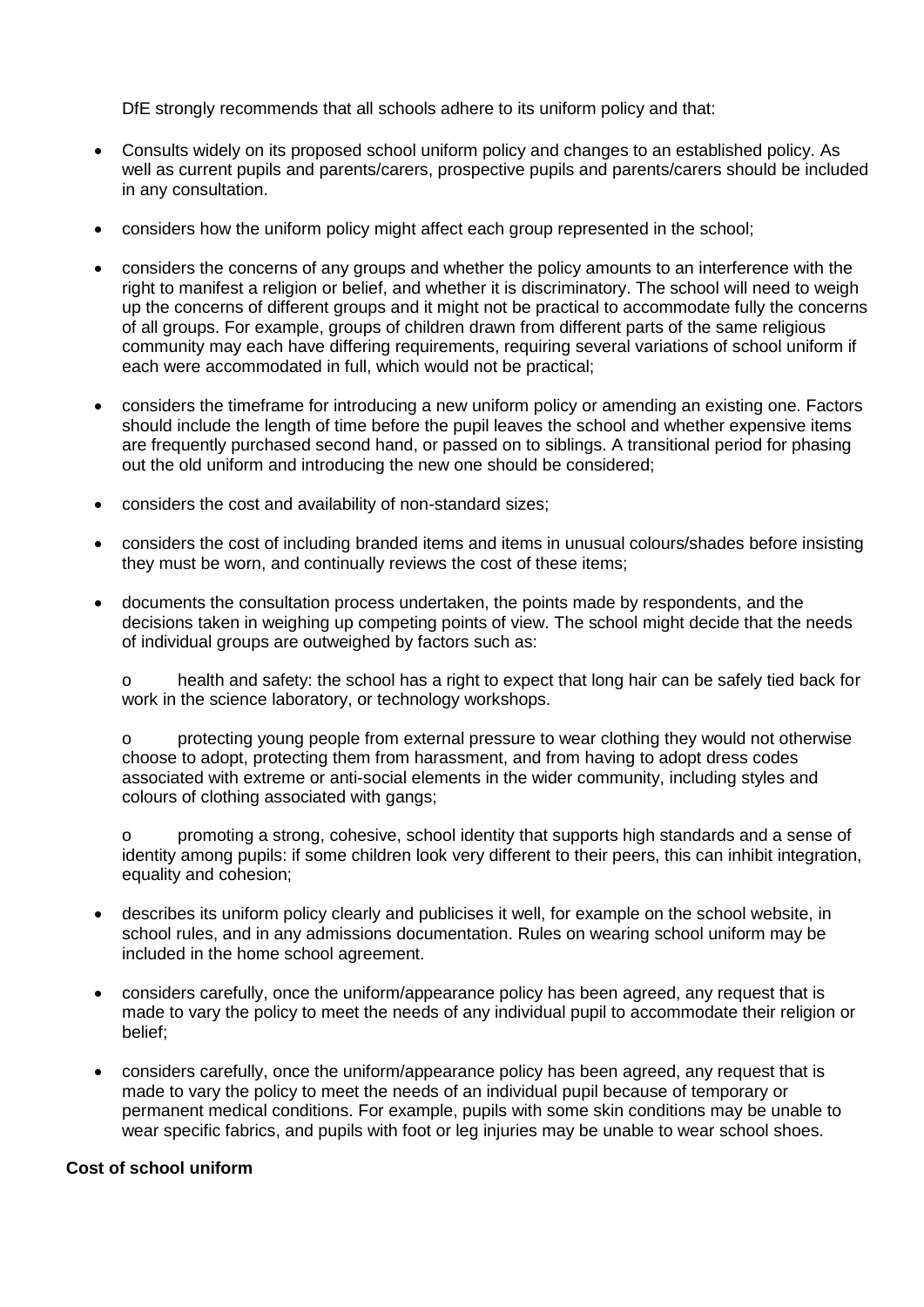DfE strongly recommends that all schools adhere to its uniform policy and that:

- Consults widely on its proposed school uniform policy and changes to an established policy. As well as current pupils and parents/carers, prospective pupils and parents/carers should be included in any consultation.
- considers how the uniform policy might affect each group represented in the school;
- considers the concerns of any groups and whether the policy amounts to an interference with the right to manifest a religion or belief, and whether it is discriminatory. The school will need to weigh up the concerns of different groups and it might not be practical to accommodate fully the concerns of all groups. For example, groups of children drawn from different parts of the same religious community may each have differing requirements, requiring several variations of school uniform if each were accommodated in full, which would not be practical;
- considers the timeframe for introducing a new uniform policy or amending an existing one. Factors should include the length of time before the pupil leaves the school and whether expensive items are frequently purchased second hand, or passed on to siblings. A transitional period for phasing out the old uniform and introducing the new one should be considered;
- considers the cost and availability of non-standard sizes;
- considers the cost of including branded items and items in unusual colours/shades before insisting they must be worn, and continually reviews the cost of these items;
- documents the consultation process undertaken, the points made by respondents, and the decisions taken in weighing up competing points of view. The school might decide that the needs of individual groups are outweighed by factors such as:
  - health and safety: the school has a right to expect that long hair can be safely tied back for work in the science laboratory, or technology workshops.
  - protecting young people from external pressure to wear clothing they would not otherwise choose to adopt, protecting them from harassment, and from having to adopt dress codes associated with extreme or anti-social elements in the wider community, including styles and colours of clothing associated with gangs;
  - promoting a strong, cohesive, school identity that supports high standards and a sense of identity among pupils: if some children look very different to their peers, this can inhibit integration, equality and cohesion;
- describes its uniform policy clearly and publicises it well, for example on the school website, in school rules, and in any admissions documentation. Rules on wearing school uniform may be included in the home school agreement.
- considers carefully, once the uniform/appearance policy has been agreed, any request that is made to vary the policy to meet the needs of any individual pupil to accommodate their religion or belief;
- considers carefully, once the uniform/appearance policy has been agreed, any request that is made to vary the policy to meet the needs of an individual pupil because of temporary or permanent medical conditions. For example, pupils with some skin conditions may be unable to wear specific fabrics, and pupils with foot or leg injuries may be unable to wear school shoes.

**Cost of school uniform**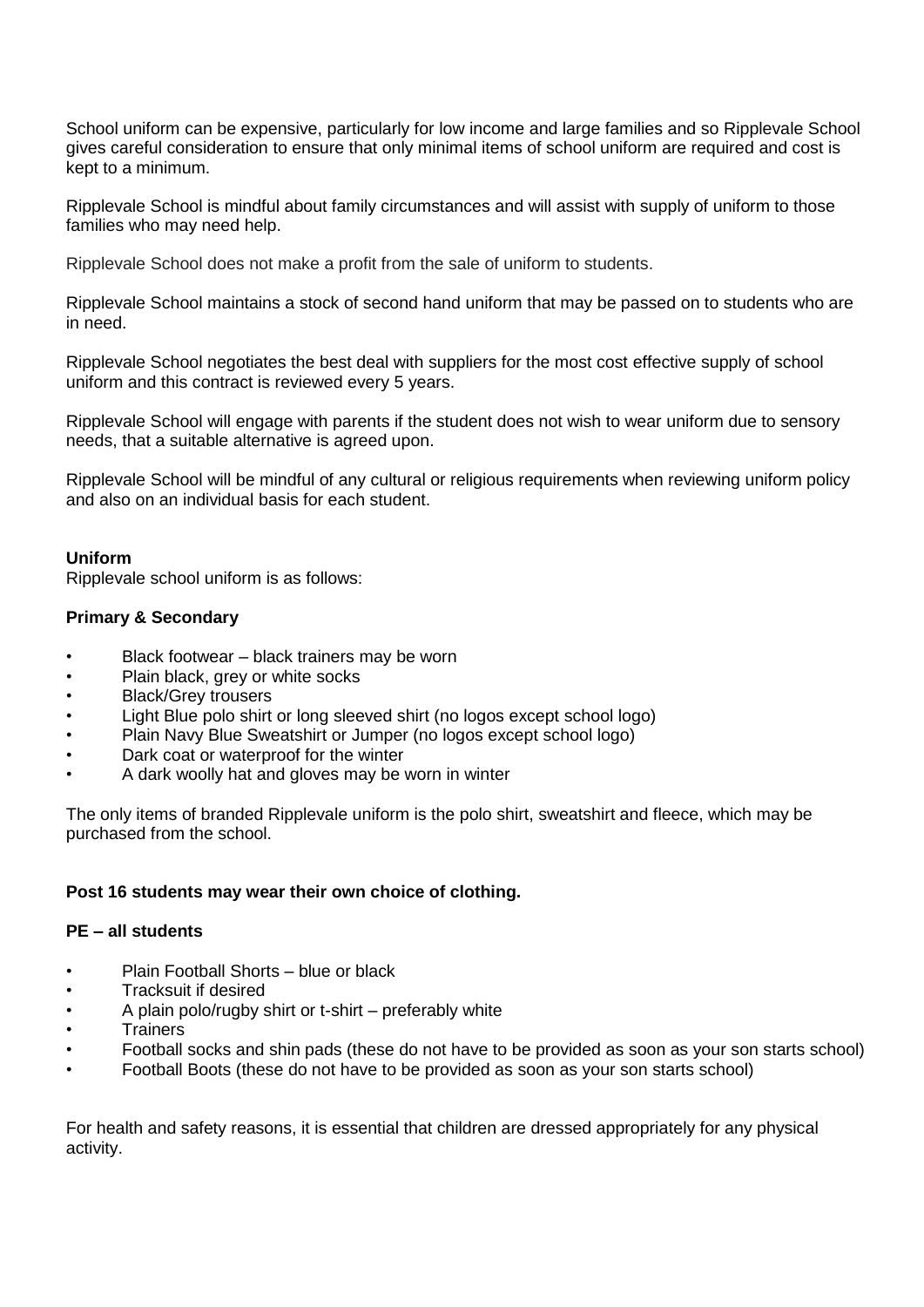School uniform can be expensive, particularly for low income and large families and so Ripplevale School gives careful consideration to ensure that only minimal items of school uniform are required and cost is kept to a minimum.

Ripplevale School is mindful about family circumstances and will assist with supply of uniform to those families who may need help.

Ripplevale School does not make a profit from the sale of uniform to students.

Ripplevale School maintains a stock of second hand uniform that may be passed on to students who are in need.

Ripplevale School negotiates the best deal with suppliers for the most cost effective supply of school uniform and this contract is reviewed every 5 years.

Ripplevale School will engage with parents if the student does not wish to wear uniform due to sensory needs, that a suitable alternative is agreed upon.

Ripplevale School will be mindful of any cultural or religious requirements when reviewing uniform policy and also on an individual basis for each student.

**Uniform**

Ripplevale school uniform is as follows:

**Primary & Secondary**

- Black footwear – black trainers may be worn
- Plain black, grey or white socks
- Black/Grey trousers
- Light Blue polo shirt or long sleeved shirt (no logos except school logo)
- Plain Navy Blue Sweatshirt or Jumper (no logos except school logo)
- Dark coat or waterproof for the winter
- A dark woolly hat and gloves may be worn in winter

The only items of branded Ripplevale uniform is the polo shirt, sweatshirt and fleece, which may be purchased from the school.

**Post 16 students may wear their own choice of clothing.**

**PE – all students**

- Plain Football Shorts – blue or black
- Tracksuit if desired
- A plain polo/rugby shirt or t-shirt – preferably white
- Trainers
- Football socks and shin pads (these do not have to be provided as soon as your son starts school)
- Football Boots (these do not have to be provided as soon as your son starts school)

For health and safety reasons, it is essential that children are dressed appropriately for any physical activity.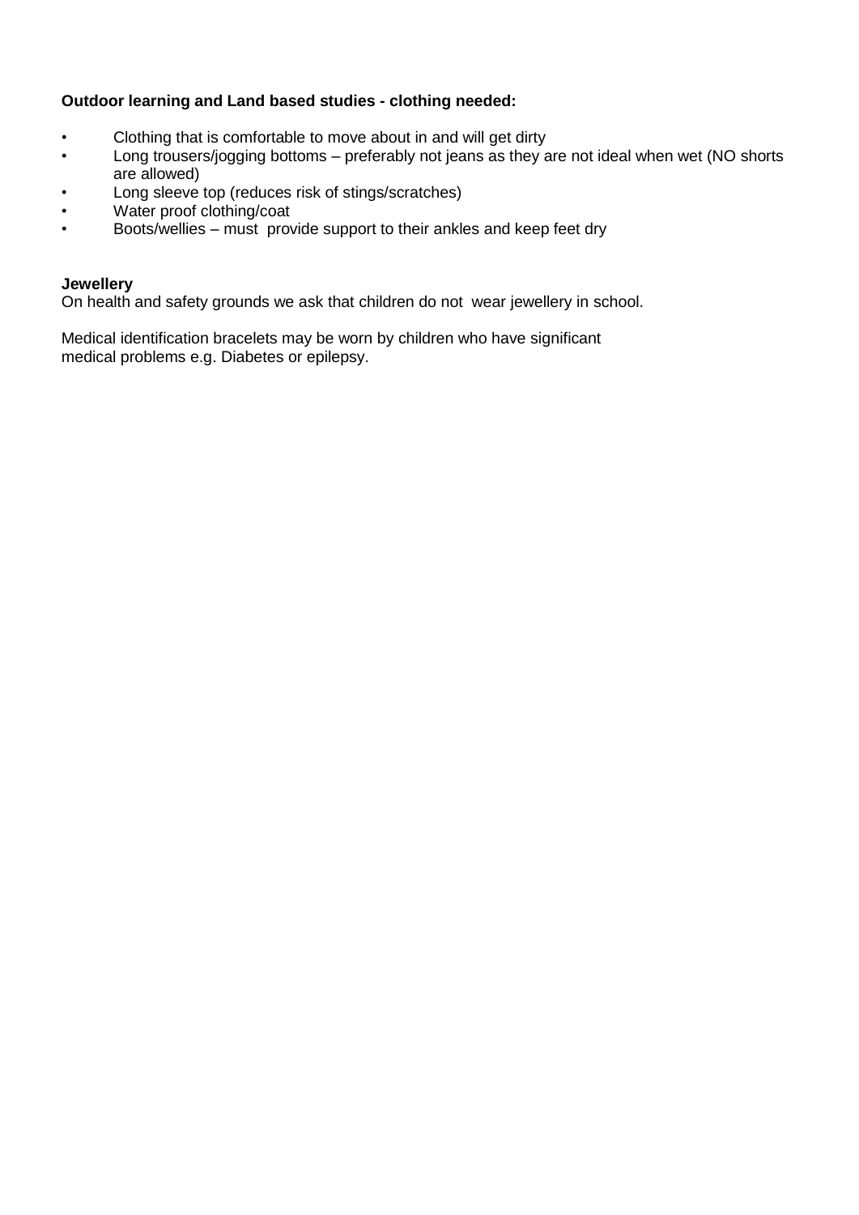**Outdoor learning and Land based studies - clothing needed:**

- Clothing that is comfortable to move about in and will get dirty
- Long trousers/jogging bottoms – preferably not jeans as they are not ideal when wet (NO shorts are allowed)
- Long sleeve top (reduces risk of stings/scratches)
- Water proof clothing/coat
- Boots/wellies – must provide support to their ankles and keep feet dry

**Jewellery**

On health and safety grounds we ask that children do not wear jewellery in school.

Medical identification bracelets may be worn by children who have significant medical problems e.g. Diabetes or epilepsy.